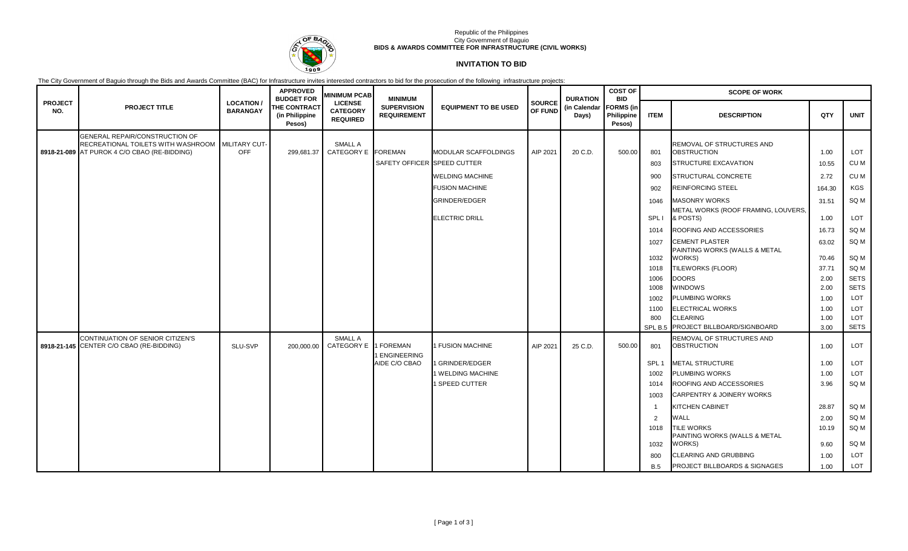Republic of the Philippines
City Government of Baguio
**BIDS & AWARDS COMMITTEE FOR INFRASTRUCTURE (CIVIL WORKS)**

## INVITATION TO BID

The City Government of Baguio through the Bids and Awards Committee (BAC) for Infrastructure invites interested contractors to bid for the prosecution of the following infrastructure projects:

| PROJECT NO. | PROJECT TITLE | LOCATION / BARANGAY | APPROVED BUDGET FOR THE CONTRACT (in Philippine Pesos) | MINIMUM PCAB LICENSE CATEGORY REQUIRED | MINIMUM SUPERVISION REQUIREMENT | EQUIPMENT TO BE USED | SOURCE OF FUND | DURATION (in Calendar Days) | COST OF BID FORMS (in Philippine Pesos) | SCOPE OF WORK | | | |
|---|---|---|---|---|---|---|---|---|---|---|---|---|---|
| | | | | | | | | | | ITEM | DESCRIPTION | QTY | UNIT |
| 8918-21-089 | GENERAL REPAIR/CONSTRUCTION OF RECREATIONAL TOILETS WITH WASHROOM AT PUROK 4 C/O CBAO (RE-BIDDING) | MILITARY CUT-OFF | 299,681.37 | SMALL A CATEGORY E | FOREMAN | MODULAR SCAFFOLDINGS | AIP 2021 | 20 C.D. | 500.00 | 801 | REMOVAL OF STRUCTURES AND OBSTRUCTION | 1.00 | LOT |
| | | | | | SAFETY OFFICER | SPEED CUTTER | | | | 803 | STRUCTURE EXCAVATION | 10.55 | CU M |
| | | | | | | WELDING MACHINE | | | | 900 | STRUCTURAL CONCRETE | 2.72 | CU M |
| | | | | | | FUSION MACHINE | | | | 902 | REINFORCING STEEL | 164.30 | KGS |
| | | | | | | GRINDER/EDGER | | | | 1046 | MASONRY WORKS | 31.51 | SQ M |
| | | | | | | ELECTRIC DRILL | | | | SPL I | METAL WORKS (ROOF FRAMING, LOUVERS, & POSTS) | 1.00 | LOT |
| | | | | | | | | | | 1014 | ROOFING AND ACCESSORIES | 16.73 | SQ M |
| | | | | | | | | | | 1027 | CEMENT PLASTER | 63.02 | SQ M |
| | | | | | | | | | | 1032 | PAINTING WORKS (WALLS & METAL WORKS) | 70.46 | SQ M |
| | | | | | | | | | | 1018 | TILEWORKS (FLOOR) | 37.71 | SQ M |
| | | | | | | | | | | 1006 | DOORS | 2.00 | SETS |
| | | | | | | | | | | 1008 | WINDOWS | 2.00 | SETS |
| | | | | | | | | | | 1002 | PLUMBING WORKS | 1.00 | LOT |
| | | | | | | | | | | 1100 | ELECTRICAL WORKS | 1.00 | LOT |
| | | | | | | | | | | 800 | CLEARING | 1.00 | LOT |
| | | | | | | | | | | SPL B.5 | PROJECT BILLBOARD/SIGNBOARD | 3.00 | SETS |
| 8918-21-145 | CONTINUATION OF SENIOR CITIZEN'S CENTER C/O CBAO (RE-BIDDING) | SLU-SVP | 200,000.00 | SMALL A CATEGORY E | 1 FOREMAN | 1 FUSION MACHINE | AIP 2021 | 25 C.D. | 500.00 | 801 | REMOVAL OF STRUCTURES AND OBSTRUCTION | 1.00 | LOT |
| | | | | | 1 ENGINEERING AIDE C/O CBAO | 1 GRINDER/EDGER | | | | SPL 1 | METAL STRUCTURE | 1.00 | LOT |
| | | | | | | 1 WELDING MACHINE | | | | 1002 | PLUMBING WORKS | 1.00 | LOT |
| | | | | | | 1 SPEED CUTTER | | | | 1014 | ROOFING AND ACCESSORIES | 3.96 | SQ M |
| | | | | | | | | | | 1003 | CARPENTRY & JOINERY WORKS | | |
| | | | | | | | | | | 1 | KITCHEN CABINET | 28.87 | SQ M |
| | | | | | | | | | | 2 | WALL | 2.00 | SQ M |
| | | | | | | | | | | 1018 | TILE WORKS | 10.19 | SQ M |
| | | | | | | | | | | 1032 | PAINTING WORKS (WALLS & METAL WORKS) | 9.60 | SQ M |
| | | | | | | | | | | 800 | CLEARING AND GRUBBING | 1.00 | LOT |
| | | | | | | | | | | B.5 | PROJECT BILLBOARDS & SIGNAGES | 1.00 | LOT |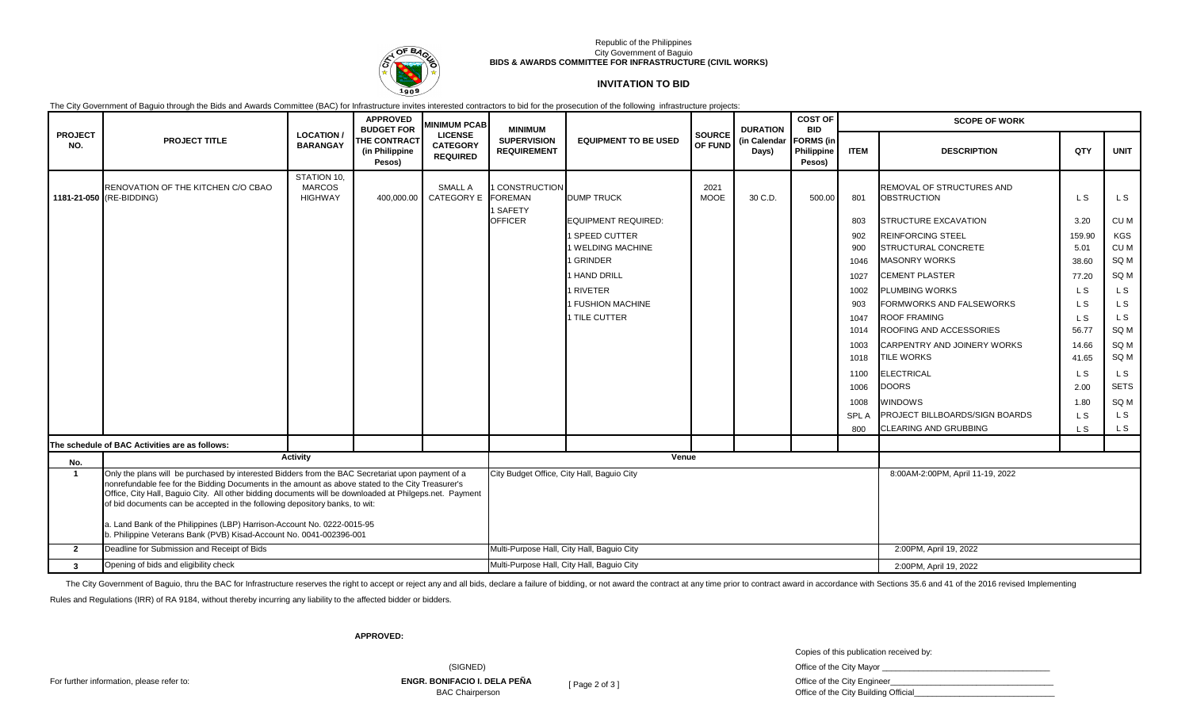Republic of the Philippines
City Government of Baguio
**BIDS & AWARDS COMMITTEE FOR INFRASTRUCTURE (CIVIL WORKS)**

## INVITATION TO BID

The City Government of Baguio through the Bids and Awards Committee (BAC) for Infrastructure invites interested contractors to bid for the prosecution of the following infrastructure projects:

| PROJECT NO. | PROJECT TITLE | LOCATION / BARANGAY | APPROVED BUDGET FOR THE CONTRACT (in Philippine Pesos) | MINIMUM PCAB LICENSE CATEGORY REQUIRED | MINIMUM SUPERVISION REQUIREMENT | EQUIPMENT TO BE USED | SOURCE OF FUND | DURATION (in Calendar Days) | COST OF BID FORMS (in Philippine Pesos) | SCOPE OF WORK | | | |
|---|---|---|---|---|---|---|---|---|---|---|---|---|---|
| | | | | | | | | | | ITEM | DESCRIPTION | QTY | UNIT |
| 1181-21-050 | RENOVATION OF THE KITCHEN C/O CBAO (RE-BIDDING) | STATION 10, MARCOS HIGHWAY | 400,000.00 | SMALL A CATEGORY E | 1 CONSTRUCTION FOREMAN | DUMP TRUCK | 2021 MOOE | 30 C.D. | 500.00 | 801 | REMOVAL OF STRUCTURES AND OBSTRUCTION | L S | L S |
| | | | | | 1 SAFETY OFFICER | EQUIPMENT REQUIRED: | | | | 803 | STRUCTURE EXCAVATION | 3.20 | CU M |
| | | | | | | 1 SPEED CUTTER | | | | 902 | REINFORCING STEEL | 159.90 | KGS |
| | | | | | | 1 WELDING MACHINE | | | | 900 | STRUCTURAL CONCRETE | 5.01 | CU M |
| | | | | | | 1 GRINDER | | | | 1046 | MASONRY WORKS | 38.60 | SQ M |
| | | | | | | 1 HAND DRILL | | | | 1027 | CEMENT PLASTER | 77.20 | SQ M |
| | | | | | | 1 RIVETER | | | | 1002 | PLUMBING WORKS | L S | L S |
| | | | | | | 1 FUSHION MACHINE | | | | 903 | FORMWORKS AND FALSEWORKS | L S | L S |
| | | | | | | 1 TILE CUTTER | | | | 1047 | ROOF FRAMING | L S | L S |
| | | | | | | | | | | 1014 | ROOFING AND ACCESSORIES | 56.77 | SQ M |
| | | | | | | | | | | 1003 | CARPENTRY AND JOINERY WORKS | 14.66 | SQ M |
| | | | | | | | | | | 1018 | TILE WORKS | 41.65 | SQ M |
| | | | | | | | | | | 1100 | ELECTRICAL | L S | L S |
| | | | | | | | | | | 1006 | DOORS | 2.00 | SETS |
| | | | | | | | | | | 1008 | WINDOWS | 1.80 | SQ M |
| | | | | | | | | | | SPL A | PROJECT BILLBOARDS/SIGN BOARDS | L S | L S |
| | | | | | | | | | | 800 | CLEARING AND GRUBBING | L S | L S |

**The schedule of BAC Activities are as follows:**

| No. | Activity | Venue | |
|---|---|---|---|
| 1 | Only the plans will be purchased by interested Bidders from the BAC Secretariat upon payment of a nonrefundable fee for the Bidding Documents in the amount as above stated to the City Treasurer's Office, City Hall, Baguio City. All other bidding documents will be downloaded at Philgeps.net. Payment of bid documents can be accepted in the following depository banks, to wit:<br><br>a. Land Bank of the Philippines (LBP) Harrison-Account No. 0222-0015-95<br>b. Philippine Veterans Bank (PVB) Kisad-Account No. 0041-002396-001 | City Budget Office, City Hall, Baguio City | 8:00AM-2:00PM, April 11-19, 2022 |
| 2 | Deadline for Submission and Receipt of Bids | Multi-Purpose Hall, City Hall, Baguio City | 2:00PM, April 19, 2022 |
| 3 | Opening of bids and eligibility check | Multi-Purpose Hall, City Hall, Baguio City | 2:00PM, April 19, 2022 |

The City Government of Baguio, thru the BAC for Infrastructure reserves the right to accept or reject any and all bids, declare a failure of bidding, or not award the contract at any time prior to contract award in accordance with Sections 35.6 and 41 of the 2016 revised Implementing Rules and Regulations (IRR) of RA 9184, without thereby incurring any liability to the affected bidder or bidders.

**APPROVED:**

(SIGNED)

For further information, please refer to:

**ENGR. BONIFACIO I. DELA PEÑA**
BAC Chairperson

Copies of this publication received by:

Office of the City Mayor ___________________________________

Office of the City Engineer___________________________________

Office of the City Building Official______________________________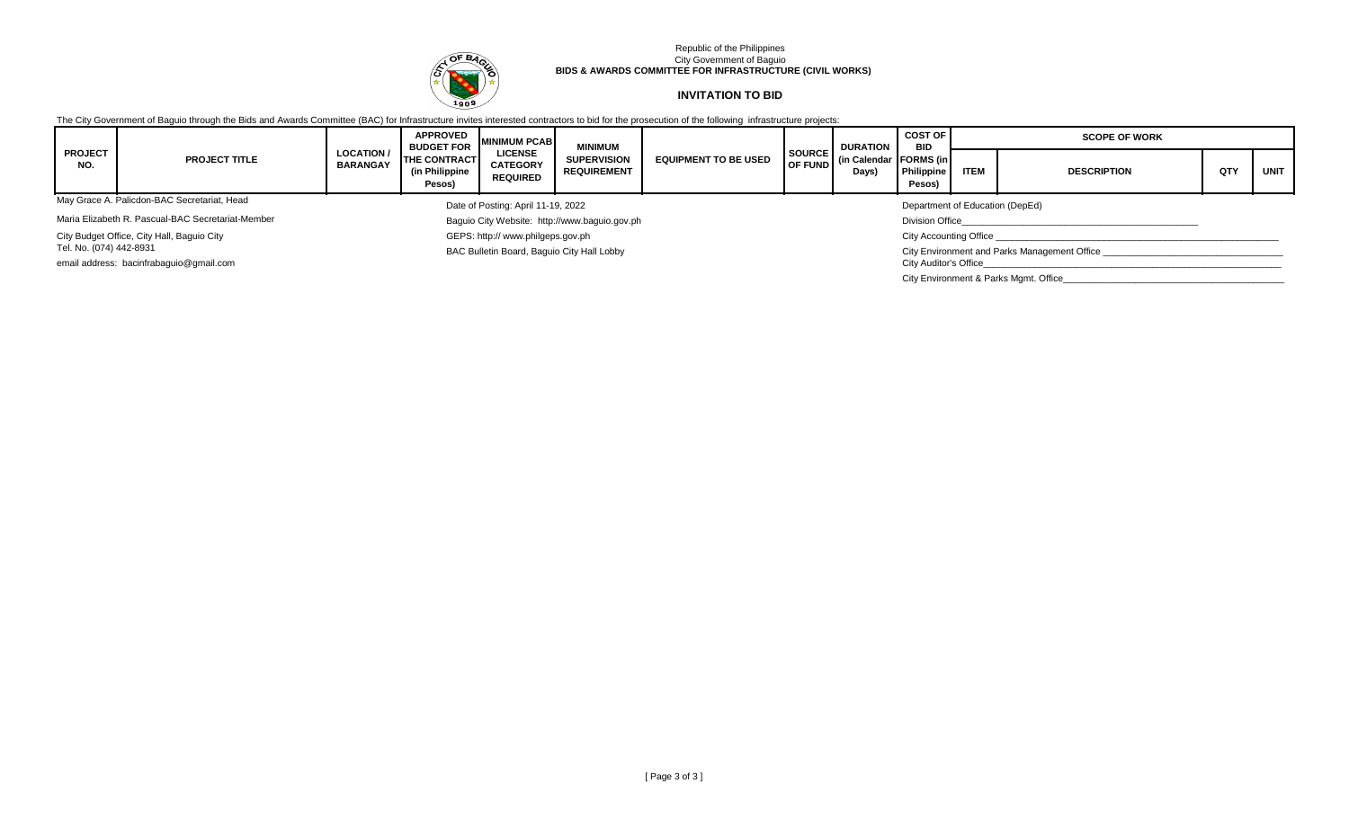Republic of the Philippines
City Government of Baguio
**BIDS & AWARDS COMMITTEE FOR INFRASTRUCTURE (CIVIL WORKS)**

## INVITATION TO BID

The City Government of Baguio through the Bids and Awards Committee (BAC) for Infrastructure invites interested contractors to bid for the prosecution of the following infrastructure projects:

| PROJECT NO. | PROJECT TITLE | LOCATION / BARANGAY | APPROVED BUDGET FOR THE CONTRACT (in Philippine Pesos) | MINIMUM PCAB LICENSE CATEGORY REQUIRED | MINIMUM SUPERVISION REQUIREMENT | EQUIPMENT TO BE USED | SOURCE OF FUND | DURATION (in Calendar Days) | COST OF BID FORMS (in Philippine Pesos) | SCOPE OF WORK | | | |
|---|---|---|---|---|---|---|---|---|---|---|---|---|---|
| | | | | | | | | | | ITEM | DESCRIPTION | QTY | UNIT |

May Grace A. Palicdon-BAC Secretariat, Head

Maria Elizabeth R. Pascual-BAC Secretariat-Member

City Budget Office, City Hall, Baguio City
Tel. No. (074) 442-8931

email address: bacinfrabaguio@gmail.com

Date of Posting: April 11-19, 2022

Baguio City Website: http://www.baguio.gov.ph

GEPS: http:// www.philgeps.gov.ph

BAC Bulletin Board, Baguio City Hall Lobby

Department of Education (DepEd)

Division Office_______________________________________________

City Accounting Office ________________________________________________________

City Environment and Parks Management Office ___________________________________

City Auditor's Office_________________________________________________________

City Environment & Parks Mgmt. Office___________________________________________